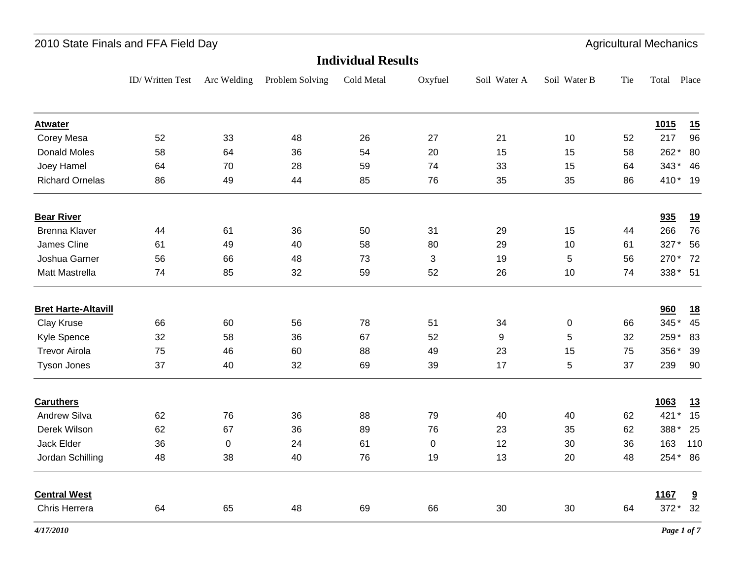2010 State Finals and FFA Field Day

Agricultural Mechanics

## Individual Results

| | ID/ Written Test | Arc Welding | Problem Solving | Cold Metal | Oxyfuel | Soil Water A | Soil Water B | Tie | Total | Place |
|---|---|---|---|---|---|---|---|---|---|---|
| **Atwater** | | | | | | | | | **1015** | **15** |
| Corey Mesa | 52 | 33 | 48 | 26 | 27 | 21 | 10 | 52 | 217 | 96 |
| Donald Moles | 58 | 64 | 36 | 54 | 20 | 15 | 15 | 58 | 262 * | 80 |
| Joey Hamel | 64 | 70 | 28 | 59 | 74 | 33 | 15 | 64 | 343 * | 46 |
| Richard Ornelas | 86 | 49 | 44 | 85 | 76 | 35 | 35 | 86 | 410 * | 19 |
| **Bear River** | | | | | | | | | **935** | **19** |
| Brenna Klaver | 44 | 61 | 36 | 50 | 31 | 29 | 15 | 44 | 266 | 76 |
| James Cline | 61 | 49 | 40 | 58 | 80 | 29 | 10 | 61 | 327 * | 56 |
| Joshua Garner | 56 | 66 | 48 | 73 | 3 | 19 | 5 | 56 | 270 * | 72 |
| Matt Mastrella | 74 | 85 | 32 | 59 | 52 | 26 | 10 | 74 | 338 * | 51 |
| **Bret Harte-Altavill** | | | | | | | | | **960** | **18** |
| Clay Kruse | 66 | 60 | 56 | 78 | 51 | 34 | 0 | 66 | 345 * | 45 |
| Kyle Spence | 32 | 58 | 36 | 67 | 52 | 9 | 5 | 32 | 259 * | 83 |
| Trevor Airola | 75 | 46 | 60 | 88 | 49 | 23 | 15 | 75 | 356 * | 39 |
| Tyson Jones | 37 | 40 | 32 | 69 | 39 | 17 | 5 | 37 | 239 | 90 |
| **Caruthers** | | | | | | | | | **1063** | **13** |
| Andrew Silva | 62 | 76 | 36 | 88 | 79 | 40 | 40 | 62 | 421 * | 15 |
| Derek Wilson | 62 | 67 | 36 | 89 | 76 | 23 | 35 | 62 | 388 * | 25 |
| Jack Elder | 36 | 0 | 24 | 61 | 0 | 12 | 30 | 36 | 163 | 110 |
| Jordan Schilling | 48 | 38 | 40 | 76 | 19 | 13 | 20 | 48 | 254 * | 86 |
| **Central West** | | | | | | | | | **1167** | **9** |
| Chris Herrera | 64 | 65 | 48 | 69 | 66 | 30 | 30 | 64 | 372 * | 32 |

*4/17/2010*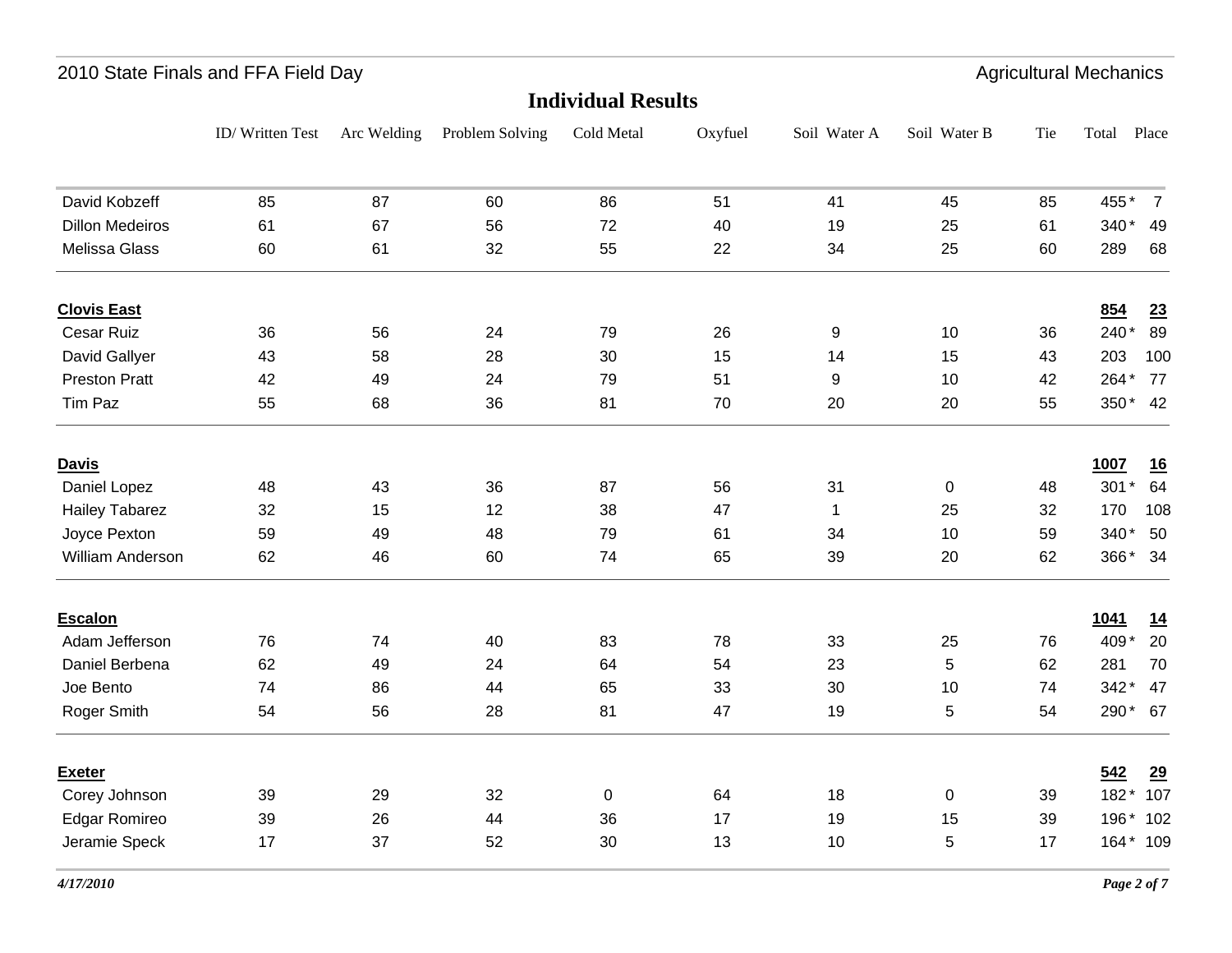## Individual Results

| | ID/ Written Test | Arc Welding | Problem Solving | Cold Metal | Oxyfuel | Soil Water A | Soil Water B | Tie | Total | Place |
|---|---|---|---|---|---|---|---|---|---|---|
| David Kobzeff | 85 | 87 | 60 | 86 | 51 | 41 | 45 | 85 | 455 * | 7 |
| Dillon Medeiros | 61 | 67 | 56 | 72 | 40 | 19 | 25 | 61 | 340 * | 49 |
| Melissa Glass | 60 | 61 | 32 | 55 | 22 | 34 | 25 | 60 | 289 | 68 |
| **Clovis East** | | | | | | | | | **854** | **23** |
| Cesar Ruiz | 36 | 56 | 24 | 79 | 26 | 9 | 10 | 36 | 240 * | 89 |
| David Gallyer | 43 | 58 | 28 | 30 | 15 | 14 | 15 | 43 | 203 | 100 |
| Preston Pratt | 42 | 49 | 24 | 79 | 51 | 9 | 10 | 42 | 264 * | 77 |
| Tim Paz | 55 | 68 | 36 | 81 | 70 | 20 | 20 | 55 | 350 * | 42 |
| **Davis** | | | | | | | | | **1007** | **16** |
| Daniel Lopez | 48 | 43 | 36 | 87 | 56 | 31 | 0 | 48 | 301 * | 64 |
| Hailey Tabarez | 32 | 15 | 12 | 38 | 47 | 1 | 25 | 32 | 170 | 108 |
| Joyce Pexton | 59 | 49 | 48 | 79 | 61 | 34 | 10 | 59 | 340 * | 50 |
| William Anderson | 62 | 46 | 60 | 74 | 65 | 39 | 20 | 62 | 366 * | 34 |
| **Escalon** | | | | | | | | | **1041** | **14** |
| Adam Jefferson | 76 | 74 | 40 | 83 | 78 | 33 | 25 | 76 | 409 * | 20 |
| Daniel Berbena | 62 | 49 | 24 | 64 | 54 | 23 | 5 | 62 | 281 | 70 |
| Joe Bento | 74 | 86 | 44 | 65 | 33 | 30 | 10 | 74 | 342 * | 47 |
| Roger Smith | 54 | 56 | 28 | 81 | 47 | 19 | 5 | 54 | 290 * | 67 |
| **Exeter** | | | | | | | | | **542** | **29** |
| Corey Johnson | 39 | 29 | 32 | 0 | 64 | 18 | 0 | 39 | 182 * | 107 |
| Edgar Romireo | 39 | 26 | 44 | 36 | 17 | 19 | 15 | 39 | 196 * | 102 |
| Jeramie Speck | 17 | 37 | 52 | 30 | 13 | 10 | 5 | 17 | 164 * | 109 |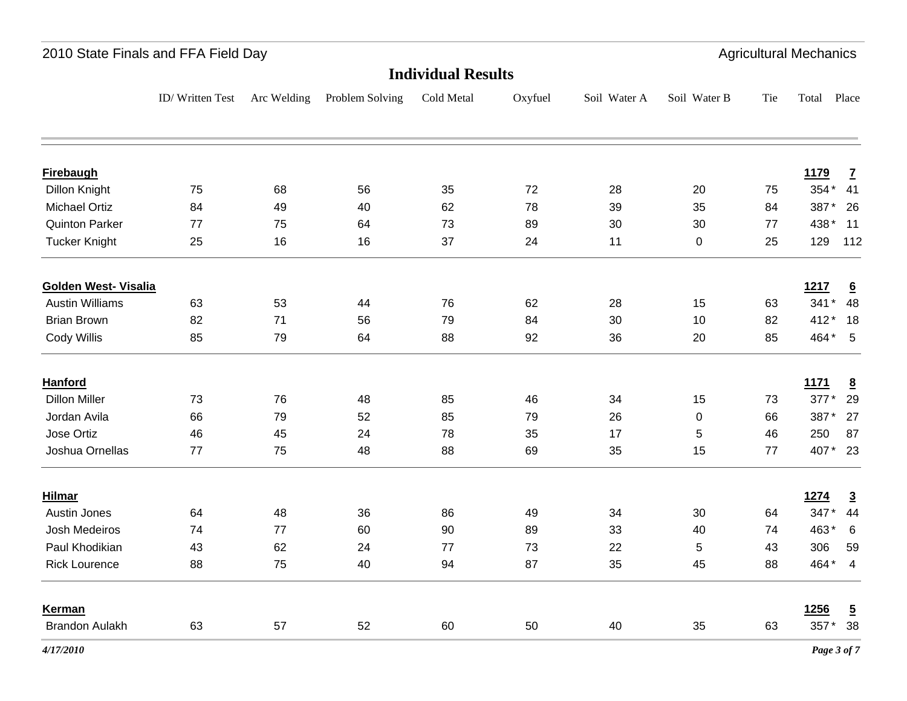2010 State Finals and FFA Field Day

Agricultural Mechanics

## Individual Results

| | ID/ Written Test | Arc Welding | Problem Solving | Cold Metal | Oxyfuel | Soil Water A | Soil Water B | Tie | Total | Place |
|---|---|---|---|---|---|---|---|---|---|---|
| **Firebaugh** | | | | | | | | | **1179** | **7** |
| Dillon Knight | 75 | 68 | 56 | 35 | 72 | 28 | 20 | 75 | 354 * | 41 |
| Michael Ortiz | 84 | 49 | 40 | 62 | 78 | 39 | 35 | 84 | 387 * | 26 |
| Quinton Parker | 77 | 75 | 64 | 73 | 89 | 30 | 30 | 77 | 438 * | 11 |
| Tucker Knight | 25 | 16 | 16 | 37 | 24 | 11 | 0 | 25 | 129 | 112 |
| **Golden West- Visalia** | | | | | | | | | **1217** | **6** |
| Austin Williams | 63 | 53 | 44 | 76 | 62 | 28 | 15 | 63 | 341 * | 48 |
| Brian Brown | 82 | 71 | 56 | 79 | 84 | 30 | 10 | 82 | 412 * | 18 |
| Cody Willis | 85 | 79 | 64 | 88 | 92 | 36 | 20 | 85 | 464 * | 5 |
| **Hanford** | | | | | | | | | **1171** | **8** |
| Dillon Miller | 73 | 76 | 48 | 85 | 46 | 34 | 15 | 73 | 377 * | 29 |
| Jordan Avila | 66 | 79 | 52 | 85 | 79 | 26 | 0 | 66 | 387 * | 27 |
| Jose Ortiz | 46 | 45 | 24 | 78 | 35 | 17 | 5 | 46 | 250 | 87 |
| Joshua Ornellas | 77 | 75 | 48 | 88 | 69 | 35 | 15 | 77 | 407 * | 23 |
| **Hilmar** | | | | | | | | | **1274** | **3** |
| Austin Jones | 64 | 48 | 36 | 86 | 49 | 34 | 30 | 64 | 347 * | 44 |
| Josh Medeiros | 74 | 77 | 60 | 90 | 89 | 33 | 40 | 74 | 463 * | 6 |
| Paul Khodikian | 43 | 62 | 24 | 77 | 73 | 22 | 5 | 43 | 306 | 59 |
| Rick Lourence | 88 | 75 | 40 | 94 | 87 | 35 | 45 | 88 | 464 * | 4 |
| **Kerman** | | | | | | | | | **1256** | **5** |
| Brandon Aulakh | 63 | 57 | 52 | 60 | 50 | 40 | 35 | 63 | 357 * | 38 |

*4/17/2010*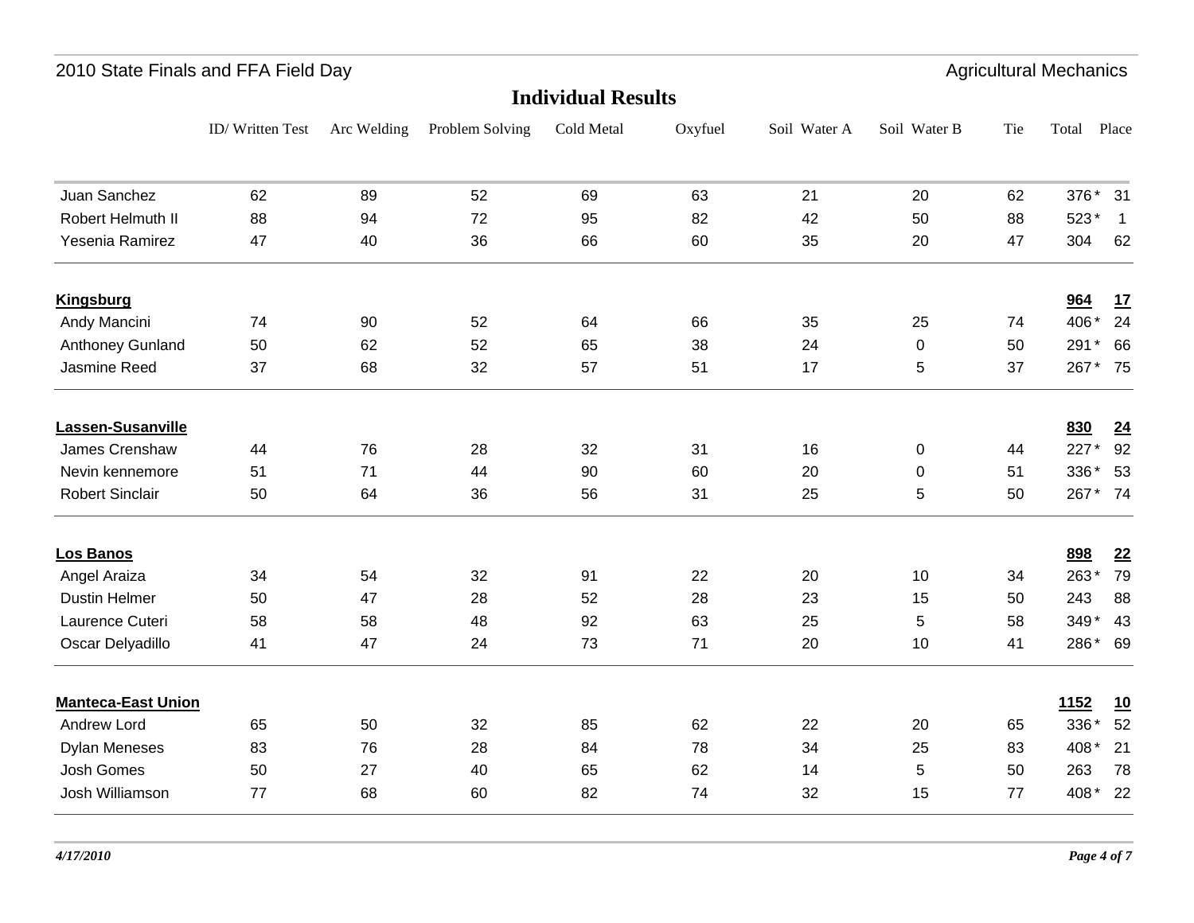## Individual Results

| | ID/ Written Test | Arc Welding | Problem Solving | Cold Metal | Oxyfuel | Soil Water A | Soil Water B | Tie | Total | Place |
|---|---|---|---|---|---|---|---|---|---|---|
| Juan Sanchez | 62 | 89 | 52 | 69 | 63 | 21 | 20 | 62 | 376 * | 31 |
| Robert Helmuth II | 88 | 94 | 72 | 95 | 82 | 42 | 50 | 88 | 523 * | 1 |
| Yesenia Ramirez | 47 | 40 | 36 | 66 | 60 | 35 | 20 | 47 | 304 | 62 |
| **Kingsburg** | | | | | | | | | **964** | **17** |
| Andy Mancini | 74 | 90 | 52 | 64 | 66 | 35 | 25 | 74 | 406 * | 24 |
| Anthoney Gunland | 50 | 62 | 52 | 65 | 38 | 24 | 0 | 50 | 291 * | 66 |
| Jasmine Reed | 37 | 68 | 32 | 57 | 51 | 17 | 5 | 37 | 267 * | 75 |
| **Lassen-Susanville** | | | | | | | | | **830** | **24** |
| James Crenshaw | 44 | 76 | 28 | 32 | 31 | 16 | 0 | 44 | 227 * | 92 |
| Nevin kennemore | 51 | 71 | 44 | 90 | 60 | 20 | 0 | 51 | 336 * | 53 |
| Robert Sinclair | 50 | 64 | 36 | 56 | 31 | 25 | 5 | 50 | 267 * | 74 |
| **Los Banos** | | | | | | | | | **898** | **22** |
| Angel Araiza | 34 | 54 | 32 | 91 | 22 | 20 | 10 | 34 | 263 * | 79 |
| Dustin Helmer | 50 | 47 | 28 | 52 | 28 | 23 | 15 | 50 | 243 | 88 |
| Laurence Cuteri | 58 | 58 | 48 | 92 | 63 | 25 | 5 | 58 | 349 * | 43 |
| Oscar Delyadillo | 41 | 47 | 24 | 73 | 71 | 20 | 10 | 41 | 286 * | 69 |
| **Manteca-East Union** | | | | | | | | | **1152** | **10** |
| Andrew Lord | 65 | 50 | 32 | 85 | 62 | 22 | 20 | 65 | 336 * | 52 |
| Dylan Meneses | 83 | 76 | 28 | 84 | 78 | 34 | 25 | 83 | 408 * | 21 |
| Josh Gomes | 50 | 27 | 40 | 65 | 62 | 14 | 5 | 50 | 263 | 78 |
| Josh Williamson | 77 | 68 | 60 | 82 | 74 | 32 | 15 | 77 | 408 * | 22 |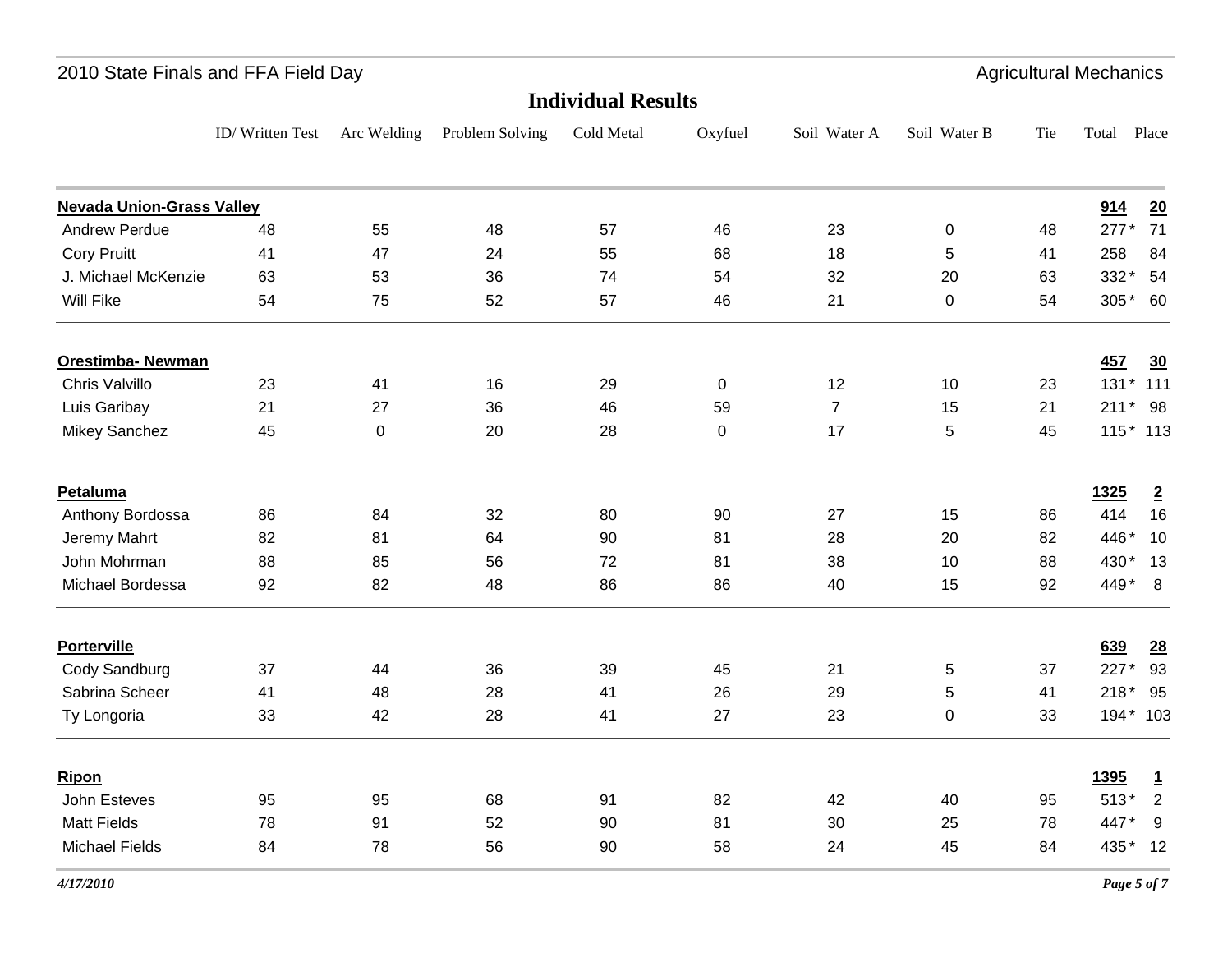2010 State Finals and FFA Field Day

Agricultural Mechanics

# Individual Results

| | ID/ Written Test | Arc Welding | Problem Solving | Cold Metal | Oxyfuel | Soil Water A | Soil Water B | Tie | Total | Place |
|---|---|---|---|---|---|---|---|---|---|---|
| **Nevada Union-Grass Valley** | | | | | | | | | **914** | **20** |
| Andrew Perdue | 48 | 55 | 48 | 57 | 46 | 23 | 0 | 48 | 277 * | 71 |
| Cory Pruitt | 41 | 47 | 24 | 55 | 68 | 18 | 5 | 41 | 258 | 84 |
| J. Michael McKenzie | 63 | 53 | 36 | 74 | 54 | 32 | 20 | 63 | 332 * | 54 |
| Will Fike | 54 | 75 | 52 | 57 | 46 | 21 | 0 | 54 | 305 * | 60 |
| **Orestimba- Newman** | | | | | | | | | **457** | **30** |
| Chris Valvillo | 23 | 41 | 16 | 29 | 0 | 12 | 10 | 23 | 131 * | 111 |
| Luis Garibay | 21 | 27 | 36 | 46 | 59 | 7 | 15 | 21 | 211 * | 98 |
| Mikey Sanchez | 45 | 0 | 20 | 28 | 0 | 17 | 5 | 45 | 115 * | 113 |
| **Petaluma** | | | | | | | | | **1325** | **2** |
| Anthony Bordossa | 86 | 84 | 32 | 80 | 90 | 27 | 15 | 86 | 414 | 16 |
| Jeremy Mahrt | 82 | 81 | 64 | 90 | 81 | 28 | 20 | 82 | 446 * | 10 |
| John Mohrman | 88 | 85 | 56 | 72 | 81 | 38 | 10 | 88 | 430 * | 13 |
| Michael Bordessa | 92 | 82 | 48 | 86 | 86 | 40 | 15 | 92 | 449 * | 8 |
| **Porterville** | | | | | | | | | **639** | **28** |
| Cody Sandburg | 37 | 44 | 36 | 39 | 45 | 21 | 5 | 37 | 227 * | 93 |
| Sabrina Scheer | 41 | 48 | 28 | 41 | 26 | 29 | 5 | 41 | 218 * | 95 |
| Ty Longoria | 33 | 42 | 28 | 41 | 27 | 23 | 0 | 33 | 194 * | 103 |
| **Ripon** | | | | | | | | | **1395** | **1** |
| John Esteves | 95 | 95 | 68 | 91 | 82 | 42 | 40 | 95 | 513 * | 2 |
| Matt Fields | 78 | 91 | 52 | 90 | 81 | 30 | 25 | 78 | 447 * | 9 |
| Michael Fields | 84 | 78 | 56 | 90 | 58 | 24 | 45 | 84 | 435 * | 12 |

*4/17/2010*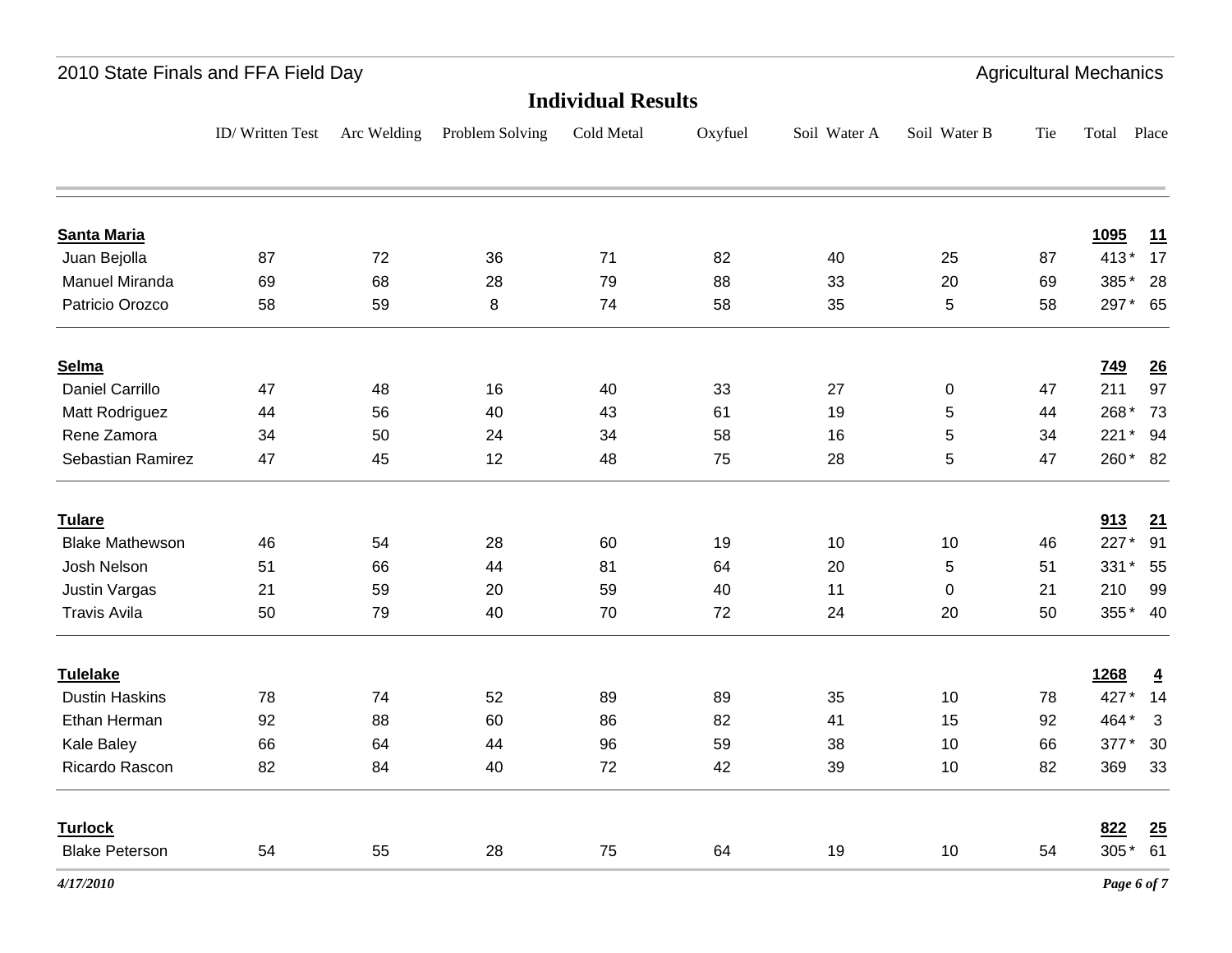## Individual Results

| | ID/ Written Test | Arc Welding | Problem Solving | Cold Metal | Oxyfuel | Soil Water A | Soil Water B | Tie | Total | Place |
|---|---|---|---|---|---|---|---|---|---|---|
| **Santa Maria** | | | | | | | | | **1095** | **11** |
| Juan Bejolla | 87 | 72 | 36 | 71 | 82 | 40 | 25 | 87 | 413 * | 17 |
| Manuel Miranda | 69 | 68 | 28 | 79 | 88 | 33 | 20 | 69 | 385 * | 28 |
| Patricio Orozco | 58 | 59 | 8 | 74 | 58 | 35 | 5 | 58 | 297 * | 65 |
| **Selma** | | | | | | | | | **749** | **26** |
| Daniel Carrillo | 47 | 48 | 16 | 40 | 33 | 27 | 0 | 47 | 211 | 97 |
| Matt Rodriguez | 44 | 56 | 40 | 43 | 61 | 19 | 5 | 44 | 268 * | 73 |
| Rene Zamora | 34 | 50 | 24 | 34 | 58 | 16 | 5 | 34 | 221 * | 94 |
| Sebastian Ramirez | 47 | 45 | 12 | 48 | 75 | 28 | 5 | 47 | 260 * | 82 |
| **Tulare** | | | | | | | | | **913** | **21** |
| Blake Mathewson | 46 | 54 | 28 | 60 | 19 | 10 | 10 | 46 | 227 * | 91 |
| Josh Nelson | 51 | 66 | 44 | 81 | 64 | 20 | 5 | 51 | 331 * | 55 |
| Justin Vargas | 21 | 59 | 20 | 59 | 40 | 11 | 0 | 21 | 210 | 99 |
| Travis Avila | 50 | 79 | 40 | 70 | 72 | 24 | 20 | 50 | 355 * | 40 |
| **Tulelake** | | | | | | | | | **1268** | **4** |
| Dustin Haskins | 78 | 74 | 52 | 89 | 89 | 35 | 10 | 78 | 427 * | 14 |
| Ethan Herman | 92 | 88 | 60 | 86 | 82 | 41 | 15 | 92 | 464 * | 3 |
| Kale Baley | 66 | 64 | 44 | 96 | 59 | 38 | 10 | 66 | 377 * | 30 |
| Ricardo Rascon | 82 | 84 | 40 | 72 | 42 | 39 | 10 | 82 | 369 | 33 |
| **Turlock** | | | | | | | | | **822** | **25** |
| Blake Peterson | 54 | 55 | 28 | 75 | 64 | 19 | 10 | 54 | 305 * | 61 |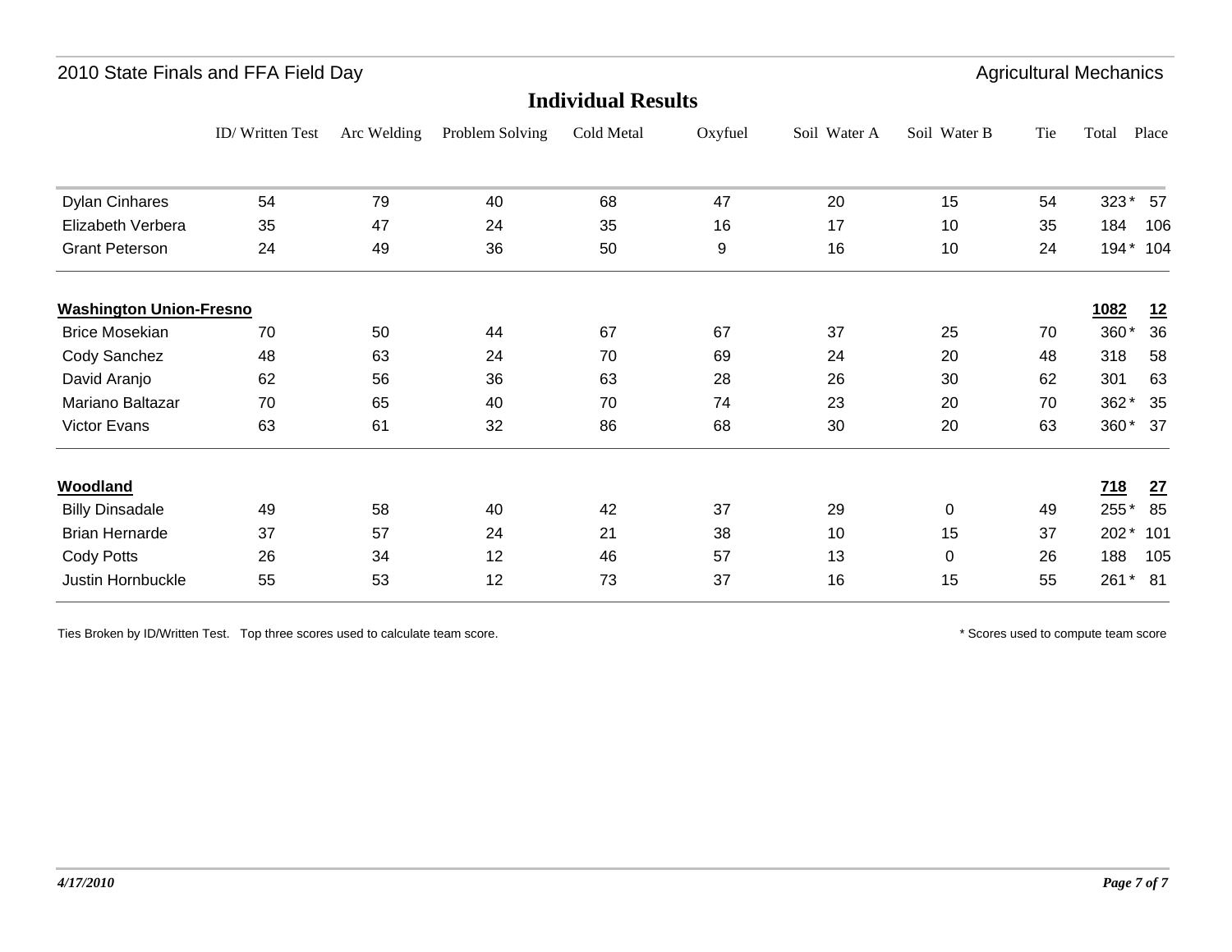2010 State Finals and FFA Field Day — Agricultural Mechanics

## Individual Results

| | ID/ Written Test | Arc Welding | Problem Solving | Cold Metal | Oxyfuel | Soil Water A | Soil Water B | Tie | Total | Place |
|---|---|---|---|---|---|---|---|---|---|---|
| Dylan Cinhares | 54 | 79 | 40 | 68 | 47 | 20 | 15 | 54 | 323 * | 57 |
| Elizabeth Verbera | 35 | 47 | 24 | 35 | 16 | 17 | 10 | 35 | 184 | 106 |
| Grant Peterson | 24 | 49 | 36 | 50 | 9 | 16 | 10 | 24 | 194 * | 104 |
| **Washington Union-Fresno** | | | | | | | | | **1082** | **12** |
| Brice Mosekian | 70 | 50 | 44 | 67 | 67 | 37 | 25 | 70 | 360 * | 36 |
| Cody Sanchez | 48 | 63 | 24 | 70 | 69 | 24 | 20 | 48 | 318 | 58 |
| David Aranjo | 62 | 56 | 36 | 63 | 28 | 26 | 30 | 62 | 301 | 63 |
| Mariano Baltazar | 70 | 65 | 40 | 70 | 74 | 23 | 20 | 70 | 362 * | 35 |
| Victor Evans | 63 | 61 | 32 | 86 | 68 | 30 | 20 | 63 | 360 * | 37 |
| **Woodland** | | | | | | | | | **718** | **27** |
| Billy Dinsadale | 49 | 58 | 40 | 42 | 37 | 29 | 0 | 49 | 255 * | 85 |
| Brian Hernarde | 37 | 57 | 24 | 21 | 38 | 10 | 15 | 37 | 202 * | 101 |
| Cody Potts | 26 | 34 | 12 | 46 | 57 | 13 | 0 | 26 | 188 | 105 |
| Justin Hornbuckle | 55 | 53 | 12 | 73 | 37 | 16 | 15 | 55 | 261 * | 81 |

Ties Broken by ID/Written Test. Top three scores used to calculate team score.

* Scores used to compute team score

*4/17/2010*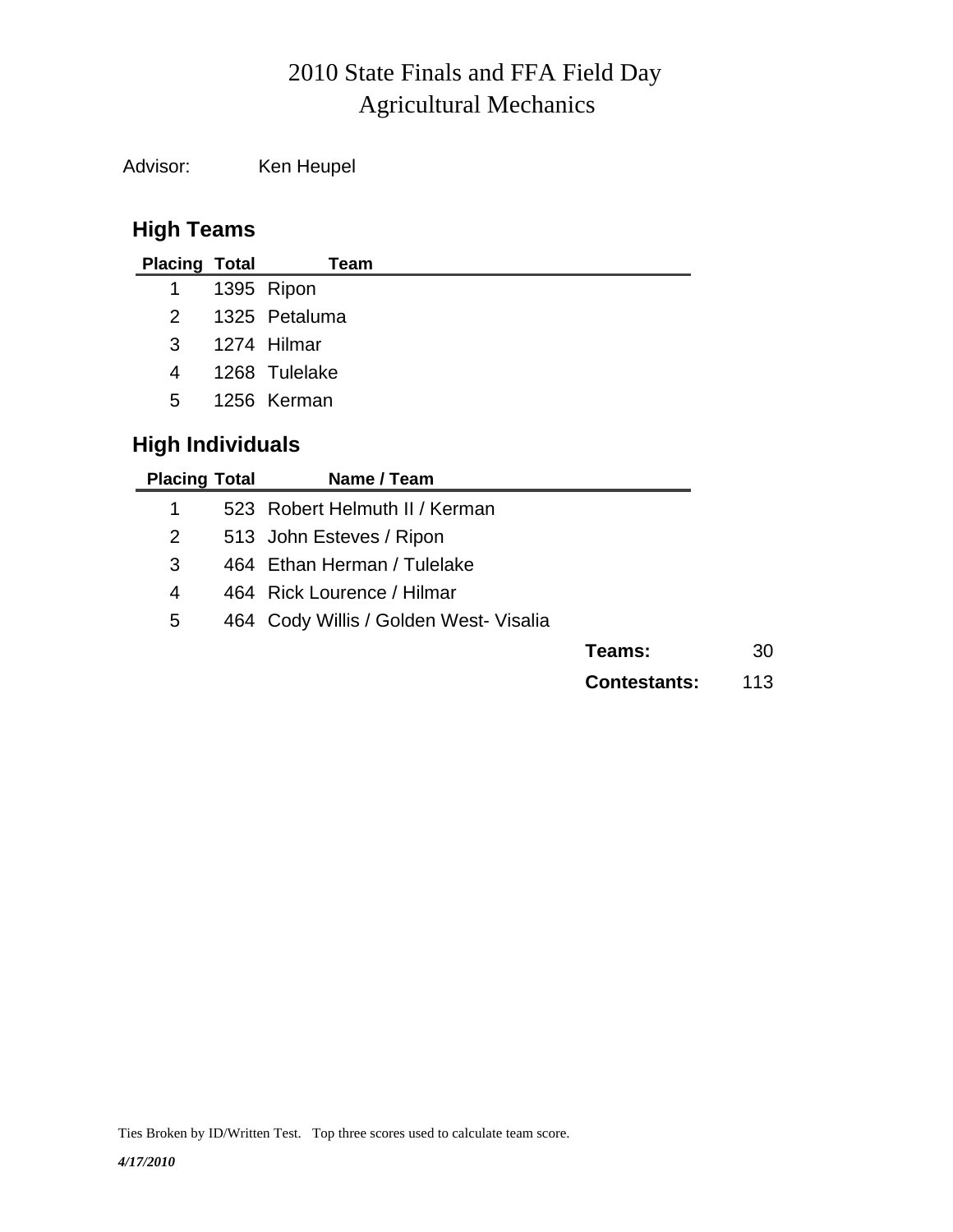# 2010 State Finals and FFA Field Day
# Agricultural Mechanics

Advisor: Ken Heupel

## High Teams

| Placing | Total | Team |
|---|---|---|
| 1 | 1395 | Ripon |
| 2 | 1325 | Petaluma |
| 3 | 1274 | Hilmar |
| 4 | 1268 | Tulelake |
| 5 | 1256 | Kerman |

## High Individuals

| Placing | Total | Name / Team |
|---|---|---|
| 1 | 523 | Robert Helmuth II / Kerman |
| 2 | 513 | John Esteves / Ripon |
| 3 | 464 | Ethan Herman / Tulelake |
| 4 | 464 | Rick Lourence / Hilmar |
| 5 | 464 | Cody Willis / Golden West- Visalia |

**Teams:** 30

**Contestants:** 113

Ties Broken by ID/Written Test. Top three scores used to calculate team score.

*4/17/2010*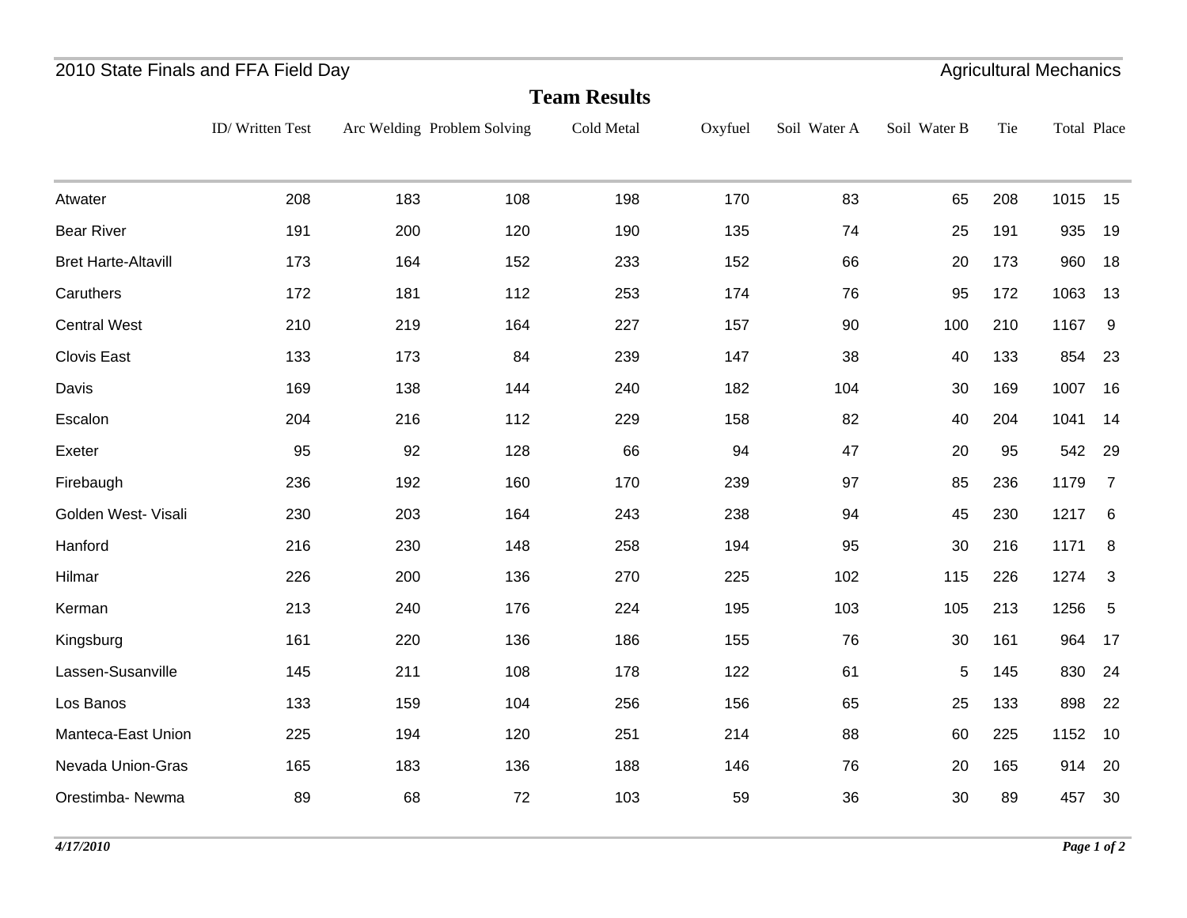2010 State Finals and FFA Field Day — Agricultural Mechanics

## Team Results

| | ID/ Written Test | Arc Welding | Problem Solving | Cold Metal | Oxyfuel | Soil Water A | Soil Water B | Tie | Total | Place |
|---|---|---|---|---|---|---|---|---|---|---|
| Atwater | 208 | 183 | 108 | 198 | 170 | 83 | 65 | 208 | 1015 | 15 |
| Bear River | 191 | 200 | 120 | 190 | 135 | 74 | 25 | 191 | 935 | 19 |
| Bret Harte-Altavill | 173 | 164 | 152 | 233 | 152 | 66 | 20 | 173 | 960 | 18 |
| Caruthers | 172 | 181 | 112 | 253 | 174 | 76 | 95 | 172 | 1063 | 13 |
| Central West | 210 | 219 | 164 | 227 | 157 | 90 | 100 | 210 | 1167 | 9 |
| Clovis East | 133 | 173 | 84 | 239 | 147 | 38 | 40 | 133 | 854 | 23 |
| Davis | 169 | 138 | 144 | 240 | 182 | 104 | 30 | 169 | 1007 | 16 |
| Escalon | 204 | 216 | 112 | 229 | 158 | 82 | 40 | 204 | 1041 | 14 |
| Exeter | 95 | 92 | 128 | 66 | 94 | 47 | 20 | 95 | 542 | 29 |
| Firebaugh | 236 | 192 | 160 | 170 | 239 | 97 | 85 | 236 | 1179 | 7 |
| Golden West- Visali | 230 | 203 | 164 | 243 | 238 | 94 | 45 | 230 | 1217 | 6 |
| Hanford | 216 | 230 | 148 | 258 | 194 | 95 | 30 | 216 | 1171 | 8 |
| Hilmar | 226 | 200 | 136 | 270 | 225 | 102 | 115 | 226 | 1274 | 3 |
| Kerman | 213 | 240 | 176 | 224 | 195 | 103 | 105 | 213 | 1256 | 5 |
| Kingsburg | 161 | 220 | 136 | 186 | 155 | 76 | 30 | 161 | 964 | 17 |
| Lassen-Susanville | 145 | 211 | 108 | 178 | 122 | 61 | 5 | 145 | 830 | 24 |
| Los Banos | 133 | 159 | 104 | 256 | 156 | 65 | 25 | 133 | 898 | 22 |
| Manteca-East Union | 225 | 194 | 120 | 251 | 214 | 88 | 60 | 225 | 1152 | 10 |
| Nevada Union-Gras | 165 | 183 | 136 | 188 | 146 | 76 | 20 | 165 | 914 | 20 |
| Orestimba- Newma | 89 | 68 | 72 | 103 | 59 | 36 | 30 | 89 | 457 | 30 |

*4/17/2010*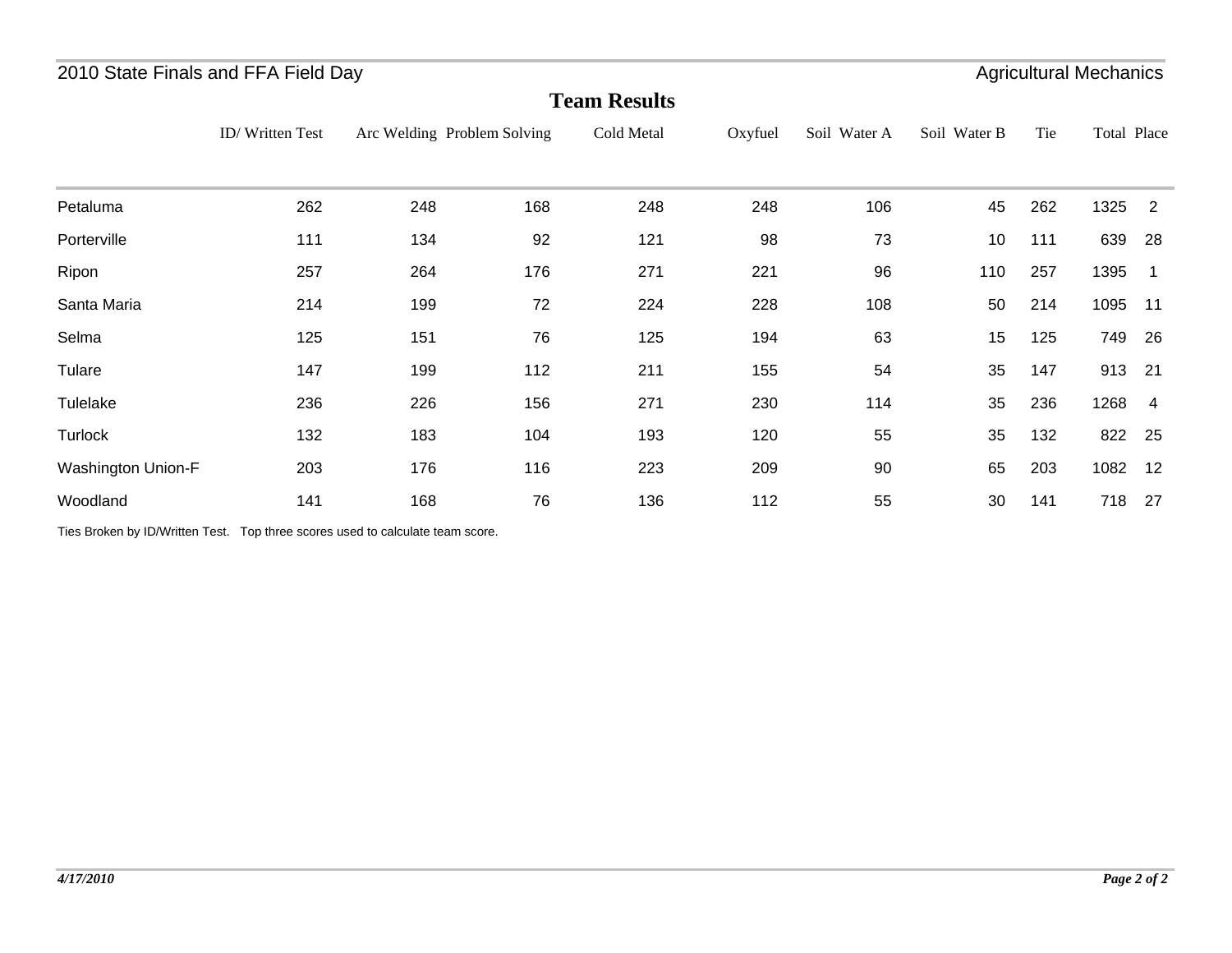## Team Results

| | ID/ Written Test | Arc Welding | Problem Solving | Cold Metal | Oxyfuel | Soil Water A | Soil Water B | Tie | Total | Place |
|---|---|---|---|---|---|---|---|---|---|---|
| Petaluma | 262 | 248 | 168 | 248 | 248 | 106 | 45 | 262 | 1325 | 2 |
| Porterville | 111 | 134 | 92 | 121 | 98 | 73 | 10 | 111 | 639 | 28 |
| Ripon | 257 | 264 | 176 | 271 | 221 | 96 | 110 | 257 | 1395 | 1 |
| Santa Maria | 214 | 199 | 72 | 224 | 228 | 108 | 50 | 214 | 1095 | 11 |
| Selma | 125 | 151 | 76 | 125 | 194 | 63 | 15 | 125 | 749 | 26 |
| Tulare | 147 | 199 | 112 | 211 | 155 | 54 | 35 | 147 | 913 | 21 |
| Tulelake | 236 | 226 | 156 | 271 | 230 | 114 | 35 | 236 | 1268 | 4 |
| Turlock | 132 | 183 | 104 | 193 | 120 | 55 | 35 | 132 | 822 | 25 |
| Washington Union-F | 203 | 176 | 116 | 223 | 209 | 90 | 65 | 203 | 1082 | 12 |
| Woodland | 141 | 168 | 76 | 136 | 112 | 55 | 30 | 141 | 718 | 27 |

Ties Broken by ID/Written Test. Top three scores used to calculate team score.